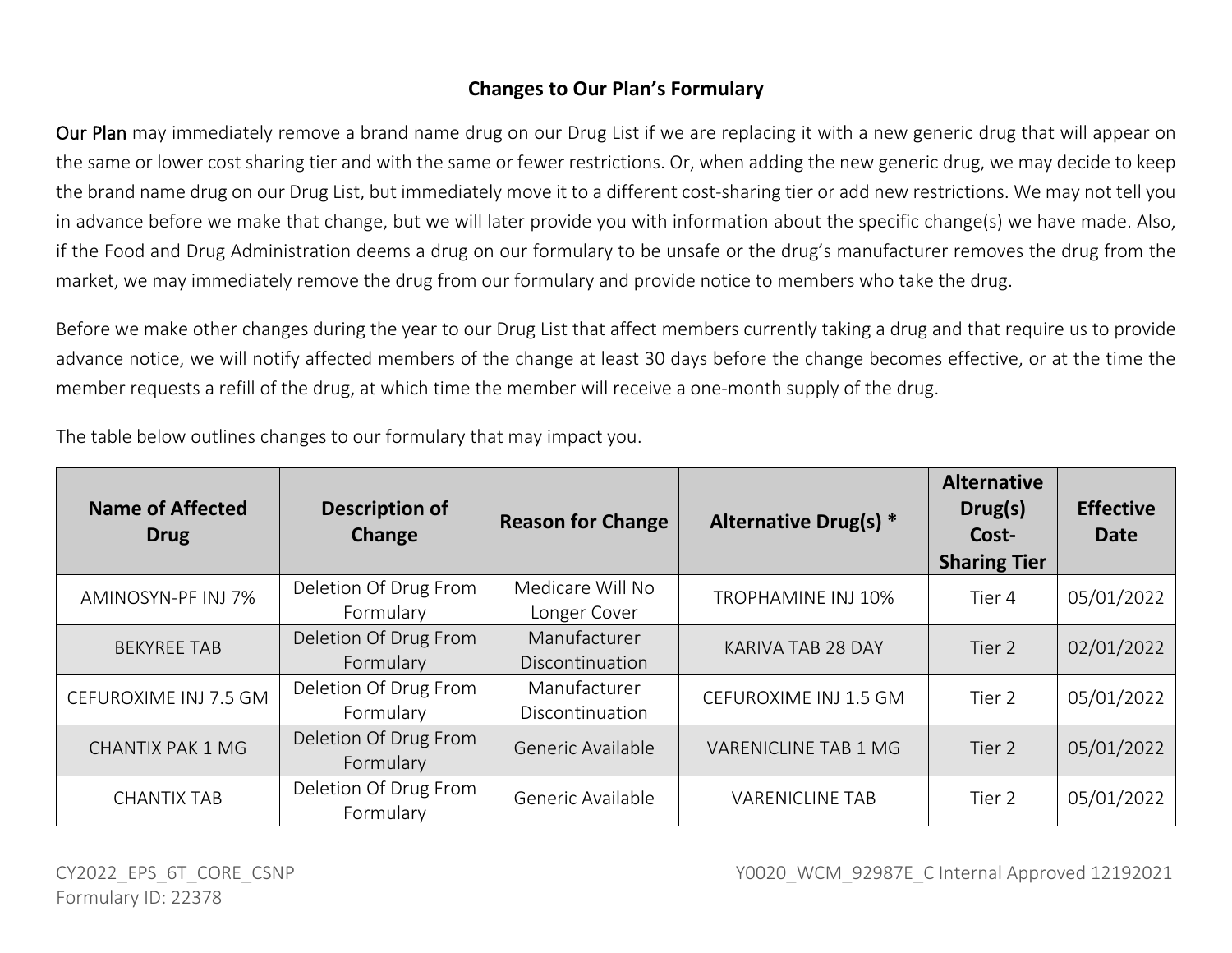## Changes to Our Plan's Formulary

Our Plan may immediately remove a brand name drug on our Drug List if we are replacing it with a new generic drug that will appear on the same or lower cost sharing tier and with the same or fewer restrictions. Or, when adding the new generic drug, we may decide to keep the brand name drug on our Drug List, but immediately move it to a different cost-sharing tier or add new restrictions. We may not tell you in advance before we make that change, but we will later provide you with information about the specific change(s) we have made. Also, if the Food and Drug Administration deems a drug on our formulary to be unsafe or the drug's manufacturer removes the drug from the market, we may immediately remove the drug from our formulary and provide notice to members who take the drug.

Before we make other changes during the year to our Drug List that affect members currently taking a drug and that require us to provide advance notice, we will notify affected members of the change at least 30 days before the change becomes effective, or at the time the member requests a refill of the drug, at which time the member will receive a one-month supply of the drug.

The table below outlines changes to our formulary that may impact you.

| Name of Affected Drug | Description of Change | Reason for Change | Alternative Drug(s) * | Alternative Drug(s) Cost-Sharing Tier | Effective Date |
|---|---|---|---|---|---|
| AMINOSYN-PF INJ 7% | Deletion Of Drug From Formulary | Medicare Will No Longer Cover | TROPHAMINE INJ 10% | Tier 4 | 05/01/2022 |
| BEKYREE TAB | Deletion Of Drug From Formulary | Manufacturer Discontinuation | KARIVA TAB 28 DAY | Tier 2 | 02/01/2022 |
| CEFUROXIME INJ 7.5 GM | Deletion Of Drug From Formulary | Manufacturer Discontinuation | CEFUROXIME INJ 1.5 GM | Tier 2 | 05/01/2022 |
| CHANTIX PAK 1 MG | Deletion Of Drug From Formulary | Generic Available | VARENICLINE TAB 1 MG | Tier 2 | 05/01/2022 |
| CHANTIX TAB | Deletion Of Drug From Formulary | Generic Available | VARENICLINE TAB | Tier 2 | 05/01/2022 |

CY2022_EPS_6T_CORE_CSNP
Formulary ID: 22378

Y0020_WCM_92987E_C Internal Approved 12192021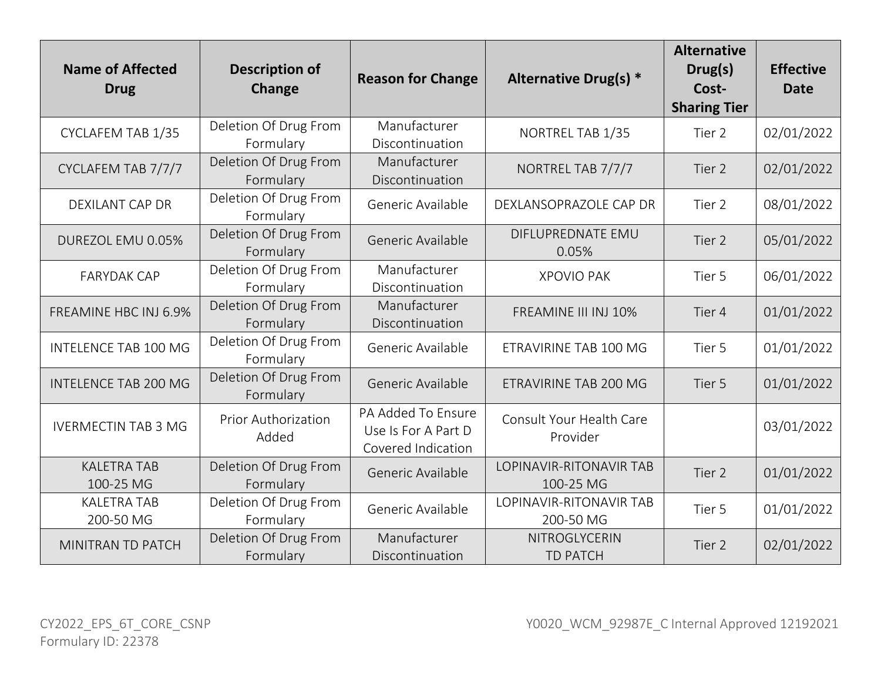| Name of Affected Drug | Description of Change | Reason for Change | Alternative Drug(s) * | Alternative Drug(s) Cost-Sharing Tier | Effective Date |
|---|---|---|---|---|---|
| CYCLAFEM TAB 1/35 | Deletion Of Drug From Formulary | Manufacturer Discontinuation | NORTREL TAB 1/35 | Tier 2 | 02/01/2022 |
| CYCLAFEM TAB 7/7/7 | Deletion Of Drug From Formulary | Manufacturer Discontinuation | NORTREL TAB 7/7/7 | Tier 2 | 02/01/2022 |
| DEXILANT CAP DR | Deletion Of Drug From Formulary | Generic Available | DEXLANSOPRAZOLE CAP DR | Tier 2 | 08/01/2022 |
| DUREZOL EMU 0.05% | Deletion Of Drug From Formulary | Generic Available | DIFLUPREDNATE EMU 0.05% | Tier 2 | 05/01/2022 |
| FARYDAK CAP | Deletion Of Drug From Formulary | Manufacturer Discontinuation | XPOVIO PAK | Tier 5 | 06/01/2022 |
| FREAMINE HBC INJ 6.9% | Deletion Of Drug From Formulary | Manufacturer Discontinuation | FREAMINE III INJ 10% | Tier 4 | 01/01/2022 |
| INTELENCE TAB 100 MG | Deletion Of Drug From Formulary | Generic Available | ETRAVIRINE TAB 100 MG | Tier 5 | 01/01/2022 |
| INTELENCE TAB 200 MG | Deletion Of Drug From Formulary | Generic Available | ETRAVIRINE TAB 200 MG | Tier 5 | 01/01/2022 |
| IVERMECTIN TAB 3 MG | Prior Authorization Added | PA Added To Ensure Use Is For A Part D Covered Indication | Consult Your Health Care Provider | | 03/01/2022 |
| KALETRA TAB 100-25 MG | Deletion Of Drug From Formulary | Generic Available | LOPINAVIR-RITONAVIR TAB 100-25 MG | Tier 2 | 01/01/2022 |
| KALETRA TAB 200-50 MG | Deletion Of Drug From Formulary | Generic Available | LOPINAVIR-RITONAVIR TAB 200-50 MG | Tier 5 | 01/01/2022 |
| MINITRAN TD PATCH | Deletion Of Drug From Formulary | Manufacturer Discontinuation | NITROGLYCERIN TD PATCH | Tier 2 | 02/01/2022 |

CY2022_EPS_6T_CORE_CSNP
Formulary ID: 22378

Y0020_WCM_92987E_C Internal Approved 12192021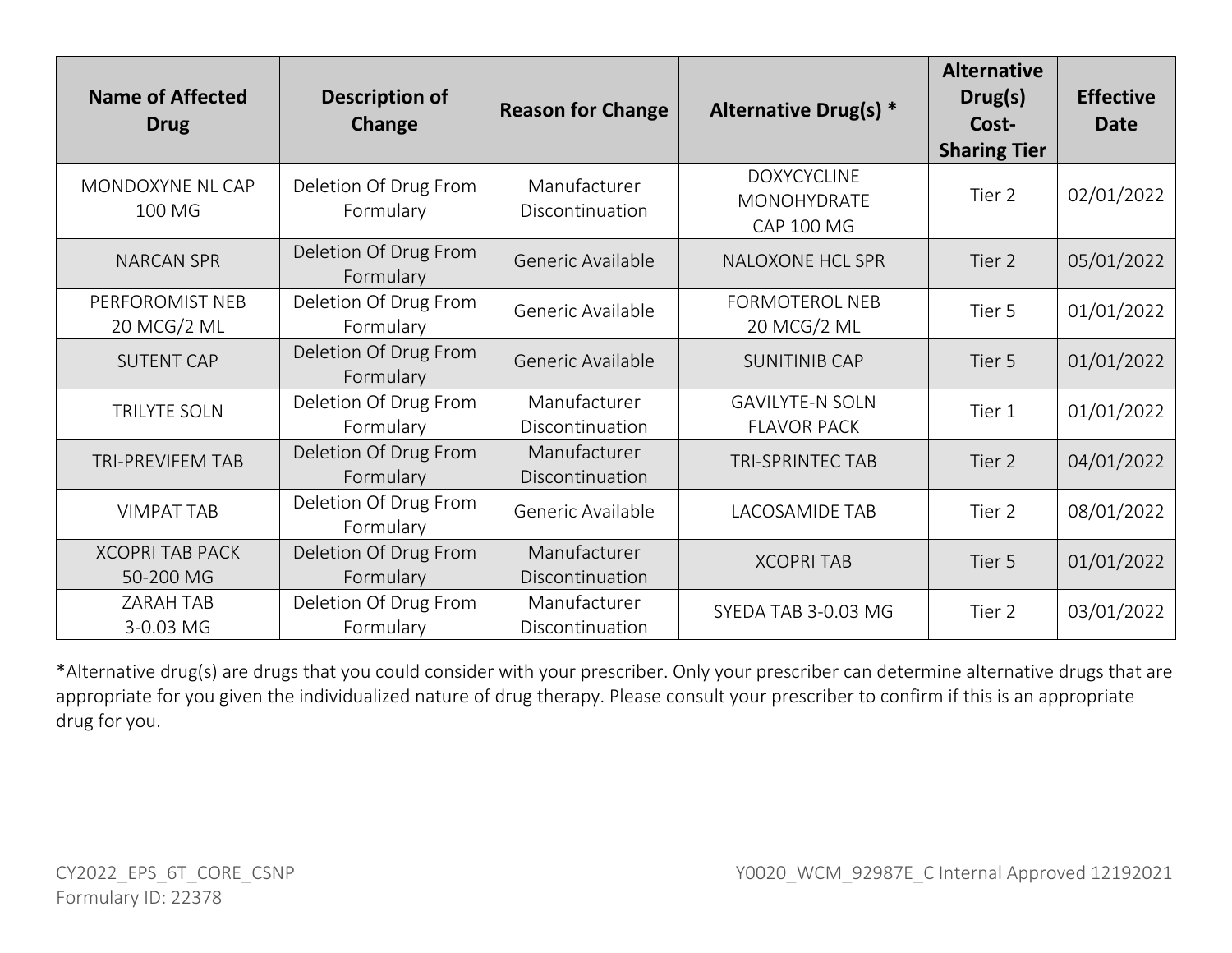| Name of Affected Drug | Description of Change | Reason for Change | Alternative Drug(s) * | Alternative Drug(s) Cost-Sharing Tier | Effective Date |
|---|---|---|---|---|---|
| MONDOXYNE NL CAP 100 MG | Deletion Of Drug From Formulary | Manufacturer Discontinuation | DOXYCYCLINE MONOHYDRATE CAP 100 MG | Tier 2 | 02/01/2022 |
| NARCAN SPR | Deletion Of Drug From Formulary | Generic Available | NALOXONE HCL SPR | Tier 2 | 05/01/2022 |
| PERFOROMIST NEB 20 MCG/2 ML | Deletion Of Drug From Formulary | Generic Available | FORMOTEROL NEB 20 MCG/2 ML | Tier 5 | 01/01/2022 |
| SUTENT CAP | Deletion Of Drug From Formulary | Generic Available | SUNITINIB CAP | Tier 5 | 01/01/2022 |
| TRILYTE SOLN | Deletion Of Drug From Formulary | Manufacturer Discontinuation | GAVILYTE-N SOLN FLAVOR PACK | Tier 1 | 01/01/2022 |
| TRI-PREVIFEM TAB | Deletion Of Drug From Formulary | Manufacturer Discontinuation | TRI-SPRINTEC TAB | Tier 2 | 04/01/2022 |
| VIMPAT TAB | Deletion Of Drug From Formulary | Generic Available | LACOSAMIDE TAB | Tier 2 | 08/01/2022 |
| XCOPRI TAB PACK 50-200 MG | Deletion Of Drug From Formulary | Manufacturer Discontinuation | XCOPRI TAB | Tier 5 | 01/01/2022 |
| ZARAH TAB 3-0.03 MG | Deletion Of Drug From Formulary | Manufacturer Discontinuation | SYEDA TAB 3-0.03 MG | Tier 2 | 03/01/2022 |

*Alternative drug(s) are drugs that you could consider with your prescriber. Only your prescriber can determine alternative drugs that are appropriate for you given the individualized nature of drug therapy. Please consult your prescriber to confirm if this is an appropriate drug for you.

CY2022_EPS_6T_CORE_CSNP
Formulary ID: 22378

Y0020_WCM_92987E_C Internal Approved 12192021